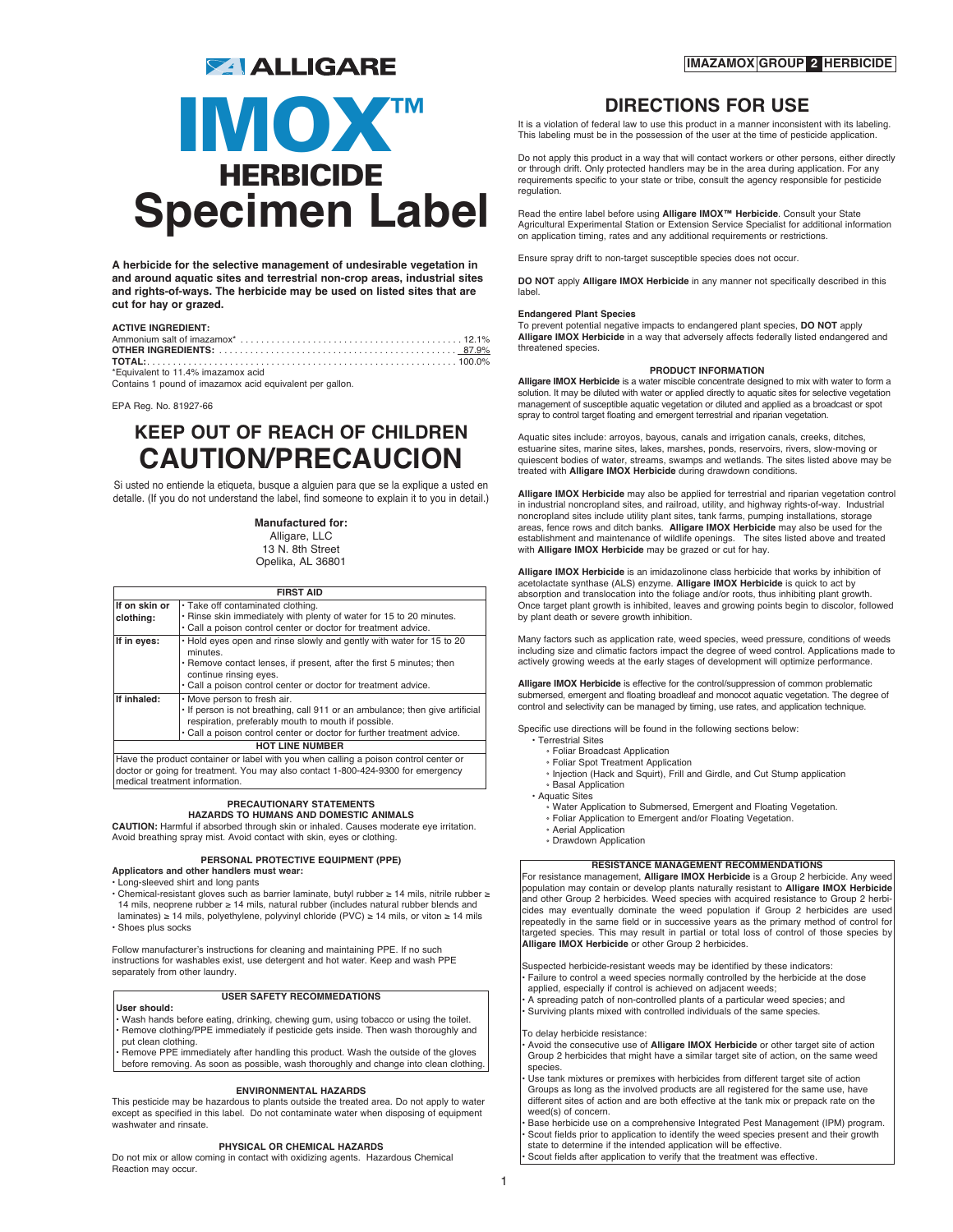ALLIGARE

# IMOX™

## HERBICIDE

# Specimen Label

**A herbicide for the selective management of undesirable vegetation in and around aquatic sites and terrestrial non-crop areas, industrial sites and rights-of-ways. The herbicide may be used on listed sites that are cut for hay or grazed.**

**ACTIVE INGREDIENT:**

Ammonium salt of imazamox* .......... 12.1%
**OTHER INGREDIENTS:** .......... 87.9%
**TOTAL:** .......... 100.0%

*Equivalent to 11.4% imazamox acid

Contains 1 pound of imazamox acid equivalent per gallon.

EPA Reg. No. 81927-66

## KEEP OUT OF REACH OF CHILDREN

## CAUTION/PRECAUCION

Si usted no entiende la etiqueta, busque a alguien para que se la explique a usted en detalle. (If you do not understand the label, find someone to explain it to you in detail.)

**Manufactured for:**
Alligare, LLC
13 N. 8th Street
Opelika, AL 36801

| FIRST AID | |
|---|---|
| **If on skin or clothing:** | • Take off contaminated clothing.<br>• Rinse skin immediately with plenty of water for 15 to 20 minutes.<br>• Call a poison control center or doctor for treatment advice. |
| **If in eyes:** | • Hold eyes open and rinse slowly and gently with water for 15 to 20 minutes.<br>• Remove contact lenses, if present, after the first 5 minutes; then continue rinsing eyes.<br>• Call a poison control center or doctor for treatment advice. |
| **If inhaled:** | • Move person to fresh air.<br>• If person is not breathing, call 911 or an ambulance; then give artificial respiration, preferably mouth to mouth if possible.<br>• Call a poison control center or doctor for further treatment advice. |
| **HOT LINE NUMBER** | |
| Have the product container or label with you when calling a poison control center or doctor or going for treatment. You may also contact 1-800-424-9300 for emergency medical treatment information. | |

### PRECAUTIONARY STATEMENTS
### HAZARDS TO HUMANS AND DOMESTIC ANIMALS

**CAUTION:** Harmful if absorbed through skin or inhaled. Causes moderate eye irritation. Avoid breathing spray mist. Avoid contact with skin, eyes or clothing.

### PERSONAL PROTECTIVE EQUIPMENT (PPE)

**Applicators and other handlers must wear:**

- Long-sleeved shirt and long pants
- Chemical-resistant gloves such as barrier laminate, butyl rubber ≥ 14 mils, nitrile rubber ≥ 14 mils, neoprene rubber ≥ 14 mils, natural rubber (includes natural rubber blends and laminates) ≥ 14 mils, polyethylene, polyvinyl chloride (PVC) ≥ 14 mils, or viton ≥ 14 mils
- Shoes plus socks

Follow manufacturer's instructions for cleaning and maintaining PPE. If no such instructions for washables exist, use detergent and hot water. Keep and wash PPE separately from other laundry.

### USER SAFETY RECOMMENDATIONS

**User should:**

- Wash hands before eating, drinking, chewing gum, using tobacco or using the toilet.
- Remove clothing/PPE immediately if pesticide gets inside. Then wash thoroughly and put clean clothing.
- Remove PPE immediately after handling this product. Wash the outside of the gloves before removing. As soon as possible, wash thoroughly and change into clean clothing.

### ENVIRONMENTAL HAZARDS

This pesticide may be hazardous to plants outside the treated area. Do not apply to water except as specified in this label. Do not contaminate water when disposing of equipment washwater and rinsate.

### PHYSICAL OR CHEMICAL HAZARDS

Do not mix or allow coming in contact with oxidizing agents. Hazardous Chemical Reaction may occur.

**IMAZAMOX GROUP 2 HERBICIDE**

## DIRECTIONS FOR USE

It is a violation of federal law to use this product in a manner inconsistent with its labeling. This labeling must be in the possession of the user at the time of pesticide application.

Do not apply this product in a way that will contact workers or other persons, either directly or through drift. Only protected handlers may be in the area during application. For any requirements specific to your state or tribe, consult the agency responsible for pesticide regulation.

Read the entire label before using **Alligare IMOX™ Herbicide**. Consult your State Agricultural Experimental Station or Extension Service Specialist for additional information on application timing, rates and any additional requirements or restrictions.

Ensure spray drift to non-target susceptible species does not occur.

**DO NOT** apply **Alligare IMOX Herbicide** in any manner not specifically described in this label.

**Endangered Plant Species**

To prevent potential negative impacts to endangered plant species, **DO NOT** apply **Alligare IMOX Herbicide** in a way that adversely affects federally listed endangered and threatened species.

### PRODUCT INFORMATION

**Alligare IMOX Herbicide** is a water miscible concentrate designed to mix with water to form a solution. It may be diluted with water or applied directly to aquatic sites for selective vegetation management of susceptible aquatic vegetation or diluted and applied as a broadcast or spot spray to control target floating and emergent terrestrial and riparian vegetation.

Aquatic sites include: arroyos, bayous, canals and irrigation canals, creeks, ditches, estuarine sites, marine sites, lakes, marshes, ponds, reservoirs, rivers, slow-moving or quiescent bodies of water, streams, swamps and wetlands. The sites listed above may be treated with **Alligare IMOX Herbicide** during drawdown conditions.

**Alligare IMOX Herbicide** may also be applied for terrestrial and riparian vegetation control in industrial noncropland sites, and railroad, utility, and highway rights-of-way. Industrial noncropland sites include utility plant sites, tank farms, pumping installations, storage areas, fence rows and ditch banks. **Alligare IMOX Herbicide** may also be used for the establishment and maintenance of wildlife openings. The sites listed above and treated with **Alligare IMOX Herbicide** may be grazed or cut for hay.

**Alligare IMOX Herbicide** is an imidazolinone class herbicide that works by inhibition of acetolactate synthase (ALS) enzyme. **Alligare IMOX Herbicide** is quick to act by absorption and translocation into the foliage and/or roots, thus inhibiting plant growth. Once target plant growth is inhibited, leaves and growing points begin to discolor, followed by plant death or severe growth inhibition.

Many factors such as application rate, weed species, weed pressure, conditions of weeds including size and climatic factors impact the degree of weed control. Applications made to actively growing weeds at the early stages of development will optimize performance.

**Alligare IMOX Herbicide** is effective for the control/suppression of common problematic submersed, emergent and floating broadleaf and monocot aquatic vegetation. The degree of control and selectivity can be managed by timing, use rates, and application technique.

Specific use directions will be found in the following sections below:

- Terrestrial Sites
  - Foliar Broadcast Application
  - Foliar Spot Treatment Application
  - Injection (Hack and Squirt), Frill and Girdle, and Cut Stump application
  - Basal Application
- Aquatic Sites
  - Water Application to Submersed, Emergent and Floating Vegetation.
  - Foliar Application to Emergent and/or Floating Vegetation.
  - Aerial Application
  - Drawdown Application

### RESISTANCE MANAGEMENT RECOMMENDATIONS

For resistance management, **Alligare IMOX Herbicide** is a Group 2 herbicide. Any weed population may contain or develop plants naturally resistant to **Alligare IMOX Herbicide** and other Group 2 herbicides. Weed species with acquired resistance to Group 2 herbicides may eventually dominate the weed population if Group 2 herbicides are used repeatedly in the same field or in successive years as the primary method of control for targeted species. This may result in partial or total loss of control of those species by **Alligare IMOX Herbicide** or other Group 2 herbicides.

Suspected herbicide-resistant weeds may be identified by these indicators:

- Failure to control a weed species normally controlled by the herbicide at the dose applied, especially if control is achieved on adjacent weeds;
- A spreading patch of non-controlled plants of a particular weed species; and
- Surviving plants mixed with controlled individuals of the same species.

To delay herbicide resistance:

- Avoid the consecutive use of **Alligare IMOX Herbicide** or other target site of action Group 2 herbicides that might have a similar target site of action, on the same weed species.
- Use tank mixtures or premixes with herbicides from different target site of action Groups as long as the involved products are all registered for the same use, have different sites of action and are both effective at the tank mix or prepack rate on the weed(s) of concern.
- Base herbicide use on a comprehensive Integrated Pest Management (IPM) program.
- Scout fields prior to application to identify the weed species present and their growth state to determine if the intended application will be effective.
- Scout fields after application to verify that the treatment was effective.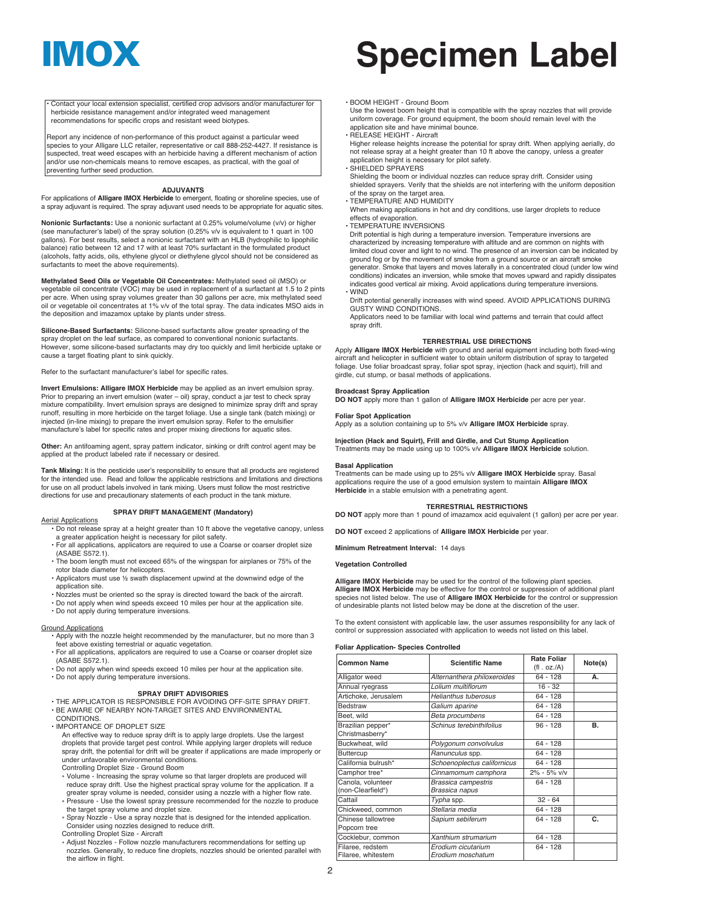# IMOX

# Specimen Label

- Contact your local extension specialist, certified crop advisors and/or manufacturer for herbicide resistance management and/or integrated weed management recommendations for specific crops and resistant weed biotypes.

Report any incidence of non-performance of this product against a particular weed species to your Alligare LLC retailer, representative or call 888-252-4427. If resistance is suspected, treat weed escapes with an herbicide having a different mechanism of action and/or use non-chemicals means to remove escapes, as practical, with the goal of preventing further seed production.

### ADJUVANTS

For applications of **Alligare IMOX Herbicide** to emergent, floating or shoreline species, use of a spray adjuvant is required. The spray adjuvant used needs to be appropriate for aquatic sites.

**Nonionic Surfactants:** Use a nonionic surfactant at 0.25% volume/volume (v/v) or higher (see manufacturer's label) of the spray solution (0.25% v/v is equivalent to 1 quart in 100 gallons). For best results, select a nonionic surfactant with an HLB (hydrophilic to lipophilic balance) ratio between 12 and 17 with at least 70% surfactant in the formulated product (alcohols, fatty acids, oils, ethylene glycol or diethylene glycol should not be considered as surfactants to meet the above requirements).

**Methylated Seed Oils or Vegetable Oil Concentrates:** Methylated seed oil (MSO) or vegetable oil concentrate (VOC) may be used in replacement of a surfactant at 1.5 to 2 pints per acre. When using spray volumes greater than 30 gallons per acre, mix methylated seed oil or vegetable oil concentrates at 1% v/v of the total spray. The data indicates MSO aids in the deposition and imazamox uptake by plants under stress.

**Silicone-Based Surfactants:** Silicone-based surfactants allow greater spreading of the spray droplet on the leaf surface, as compared to conventional nonionic surfactants. However, some silicone-based surfactants may dry too quickly and limit herbicide uptake or cause a target floating plant to sink quickly.

Refer to the surfactant manufacturer's label for specific rates.

**Invert Emulsions: Alligare IMOX Herbicide** may be applied as an invert emulsion spray. Prior to preparing an invert emulsion (water – oil) spray, conduct a jar test to check spray mixture compatibility. Invert emulsion sprays are designed to minimize spray drift and spray runoff, resulting in more herbicide on the target foliage. Use a single tank (batch mixing) or injected (in-line mixing) to prepare the invert emulsion spray. Refer to the emulsifier manufacture's label for specific rates and proper mixing directions for aquatic sites.

**Other:** An antifoaming agent, spray pattern indicator, sinking or drift control agent may be applied at the product labeled rate if necessary or desired.

**Tank Mixing:** It is the pesticide user's responsibility to ensure that all products are registered for the intended use. Read and follow the applicable restrictions and limitations and directions for use on all product labels involved in tank mixing. Users must follow the most restrictive directions for use and precautionary statements of each product in the tank mixture.

### SPRAY DRIFT MANAGEMENT (Mandatory)

Aerial Applications

- Do not release spray at a height greater than 10 ft above the vegetative canopy, unless a greater application height is necessary for pilot safety.
- For all applications, applicators are required to use a Coarse or coarser droplet size (ASABE S572.1).
- The boom length must not exceed 65% of the wingspan for airplanes or 75% of the rotor blade diameter for helicopters.
- Applicators must use ½ swath displacement upwind at the downwind edge of the application site.
- Nozzles must be oriented so the spray is directed toward the back of the aircraft.
- Do not apply when wind speeds exceed 10 miles per hour at the application site.
- Do not apply during temperature inversions.

Ground Applications

- Apply with the nozzle height recommended by the manufacturer, but no more than 3 feet above existing terrestrial or aquatic vegetation.
- For all applications, applicators are required to use a Coarse or coarser droplet size (ASABE S572.1).
- Do not apply when wind speeds exceed 10 miles per hour at the application site.
- Do not apply during temperature inversions.

### SPRAY DRIFT ADVISORIES

- THE APPLICATOR IS RESPONSIBLE FOR AVOIDING OFF-SITE SPRAY DRIFT.
- BE AWARE OF NEARBY NON-TARGET SITES AND ENVIRONMENTAL CONDITIONS.
- IMPORTANCE OF DROPLET SIZE

  An effective way to reduce spray drift is to apply large droplets. Use the largest droplets that provide target pest control. While applying larger droplets will reduce spray drift, the potential for drift will be greater if applications are made improperly or under unfavorable environmental conditions.

  Controlling Droplet Size - Ground Boom
  - Volume - Increasing the spray volume so that larger droplets are produced will reduce spray drift. Use the highest practical spray volume for the application. If a greater spray volume is needed, consider using a nozzle with a higher flow rate.
  - Pressure - Use the lowest spray pressure recommended for the nozzle to produce the target spray volume and droplet size.
  - Spray Nozzle - Use a spray nozzle that is designed for the intended application. Consider using nozzles designed to reduce drift.

  Controlling Droplet Size - Aircraft
  - Adjust Nozzles - Follow nozzle manufacturers recommendations for setting up nozzles. Generally, to reduce fine droplets, nozzles should be oriented parallel with the airflow in flight.
- BOOM HEIGHT - Ground Boom

  Use the lowest boom height that is compatible with the spray nozzles that will provide uniform coverage. For ground equipment, the boom should remain level with the application site and have minimal bounce.
- RELEASE HEIGHT - Aircraft

  Higher release heights increase the potential for spray drift. When applying aerially, do not release spray at a height greater than 10 ft above the canopy, unless a greater application height is necessary for pilot safety.
- SHIELDED SPRAYERS

  Shielding the boom or individual nozzles can reduce spray drift. Consider using shielded sprayers. Verify that the shields are not interfering with the uniform deposition of the spray on the target area.
- TEMPERATURE AND HUMIDITY

  When making applications in hot and dry conditions, use larger droplets to reduce effects of evaporation.
- TEMPERATURE INVERSIONS

  Drift potential is high during a temperature inversion. Temperature inversions are characterized by increasing temperature with altitude and are common on nights with limited cloud cover and light to no wind. The presence of an inversion can be indicated by ground fog or by the movement of smoke from a ground source or an aircraft smoke generator. Smoke that layers and moves laterally in a concentrated cloud (under low wind conditions) indicates an inversion, while smoke that moves upward and rapidly dissipates indicates good vertical air mixing. Avoid applications during temperature inversions.
- WIND

  Drift potential generally increases with wind speed. AVOID APPLICATIONS DURING GUSTY WIND CONDITIONS.

  Applicators need to be familiar with local wind patterns and terrain that could affect spray drift.

### TERRESTRIAL USE DIRECTIONS

Apply **Alligare IMOX Herbicide** with ground and aerial equipment including both fixed-wing aircraft and helicopter in sufficient water to obtain uniform distribution of spray to targeted foliage. Use foliar broadcast spray, foliar spot spray, injection (hack and squirt), frill and girdle, cut stump, or basal methods of applications.

**Broadcast Spray Application**

**DO NOT** apply more than 1 gallon of **Alligare IMOX Herbicide** per acre per year.

**Foliar Spot Application**

Apply as a solution containing up to 5% v/v **Alligare IMOX Herbicide** spray.

**Injection (Hack and Squirt), Frill and Girdle, and Cut Stump Application**

Treatments may be made using up to 100% v/v **Alligare IMOX Herbicide** solution.

**Basal Application**

Treatments can be made using up to 25% v/v **Alligare IMOX Herbicide** spray. Basal applications require the use of a good emulsion system to maintain **Alligare IMOX Herbicide** in a stable emulsion with a penetrating agent.

### TERRESTRIAL RESTRICTIONS

**DO NOT** apply more than 1 pound of imazamox acid equivalent (1 gallon) per acre per year.

**DO NOT** exceed 2 applications of **Alligare IMOX Herbicide** per year.

**Minimum Retreatment Interval:** 14 days

**Vegetation Controlled**

**Alligare IMOX Herbicide** may be used for the control of the following plant species. **Alligare IMOX Herbicide** may be effective for the control or suppression of additional plant species not listed below. The use of **Alligare IMOX Herbicide** for the control or suppression of undesirable plants not listed below may be done at the discretion of the user.

To the extent consistent with applicable law, the user assumes responsibility for any lack of control or suppression associated with application to weeds not listed on this label.

**Foliar Application- Species Controlled**

| Common Name | Scientific Name | Rate Foliar (fl . oz./A) | Note(s) |
|---|---|---|---|
| Alligator weed | *Alternanthera philoxeroides* | 64 - 128 | **A.** |
| Annual ryegrass | *Lolium multiflorum* | 16 - 32 | |
| Artichoke, Jerusalem | *Helianthus tuberosus* | 64 - 128 | |
| Bedstraw | *Galium aparine* | 64 - 128 | |
| Beet, wild | *Beta procumbens* | 64 - 128 | |
| Brazilian pepper* Christmasberry* | *Schinus terebinthifolius* | 96 - 128 | **B.** |
| Buckwheat, wild | *Polygonum convolvulus* | 64 - 128 | |
| Buttercup | *Ranunculus* spp. | 64 - 128 | |
| California bulrush* | *Schoenoplectus californicus* | 64 - 128 | |
| Camphor tree* | *Cinnamomum camphora* | 2% - 5% v/v | |
| Canola, volunteer (non-Clearfield®) | *Brassica campestris* *Brassica napus* | 64 - 128 | |
| Cattail | *Typha* spp. | 32 - 64 | |
| Chickweed, common | *Stellaria media* | 64 - 128 | |
| Chinese tallowtree Popcorn tree | *Sapium sebiferum* | 64 - 128 | **C.** |
| Cocklebur, common | *Xanthium strumarium* | 64 - 128 | |
| Filaree, redstem Filaree, whitestem | *Erodium cicutarium* *Erodium moschatum* | 64 - 128 | |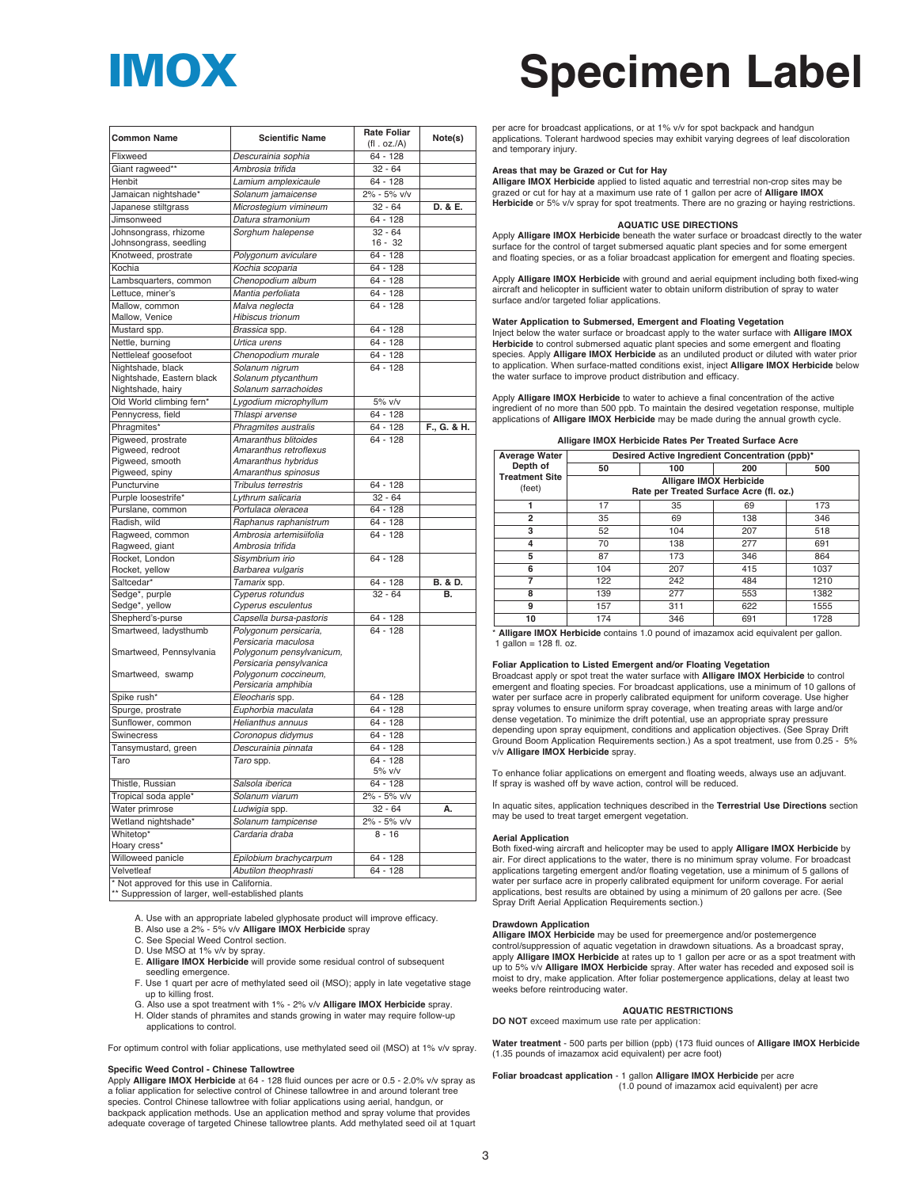# IMOX

# Specimen Label

| Common Name | Scientific Name | Rate Foliar (fl. oz./A) | Note(s) |
|---|---|---|---|
| Flixweed | *Descurainia sophia* | 64 - 128 | |
| Giant ragweed** | *Ambrosia trifida* | 32 - 64 | |
| Henbit | *Lamium amplexicaule* | 64 - 128 | |
| Jamaican nightshade* | *Solanum jamaicense* | 2% - 5% v/v | |
| Japanese stiltgrass | *Microstegium vimineum* | 32 - 64 | **D. & E.** |
| Jimsonweed | *Datura stramonium* | 64 - 128 | |
| Johnsongrass, rhizome<br>Johnsongrass, seedling | *Sorghum halepense* | 32 - 64<br>16 - 32 | |
| Knotweed, prostrate | *Polygonum aviculare* | 64 - 128 | |
| Kochia | *Kochia scoparia* | 64 - 128 | |
| Lambsquarters, common | *Chenopodium album* | 64 - 128 | |
| Lettuce, miner's | *Mantia perfoliata* | 64 - 128 | |
| Mallow, common<br>Mallow, Venice | *Malva neglecta*<br>*Hibiscus trionum* | 64 - 128 | |
| Mustard spp. | *Brassica* spp. | 64 - 128 | |
| Nettle, burning | *Urtica urens* | 64 - 128 | |
| Nettleleaf goosefoot | *Chenopodium murale* | 64 - 128 | |
| Nightshade, black<br>Nightshade, Eastern black<br>Nightshade, hairy | *Solanum nigrum*<br>*Solanum ptycanthum*<br>*Solanum sarrachoides* | 64 - 128 | |
| Old World climbing fern* | *Lygodium microphyllum* | 5% v/v | |
| Pennycress, field | *Thlaspi arvense* | 64 - 128 | |
| Phragmites* | *Phragmites australis* | 64 - 128 | **F., G. & H.** |
| Pigweed, prostrate<br>Pigweed, redroot<br>Pigweed, smooth<br>Pigweed, spiny | *Amaranthus blitoides*<br>*Amaranthus retroflexus*<br>*Amaranthus hybridus*<br>*Amaranthus spinosus* | 64 - 128 | |
| Puncturvine | *Tribulus terrestris* | 64 - 128 | |
| Purple loosestrife* | *Lythrum salicaria* | 32 - 64 | |
| Purslane, common | *Portulaca oleracea* | 64 - 128 | |
| Radish, wild | *Raphanus raphanistrum* | 64 - 128 | |
| Ragweed, common<br>Ragweed, giant | *Ambrosia artemisiifolia*<br>*Ambrosia trifida* | 64 - 128 | |
| Rocket, London<br>Rocket, yellow | *Sisymbrium irio*<br>*Barbarea vulgaris* | 64 - 128 | |
| Saltcedar* | *Tamarix* spp. | 64 - 128 | **B. & D.** |
| Sedge*, purple<br>Sedge*, yellow | *Cyperus rotundus*<br>*Cyperus esculentus* | 32 - 64 | **B.** |
| Shepherd's-purse | *Capsella bursa-pastoris* | 64 - 128 | |
| Smartweed, ladysthumb<br><br>Smartweed, Pennsylvania<br><br>Smartweed, swamp | *Polygonum persicaria, Persicaria maculosa*<br>*Polygonum pensylvanicum, Persicaria pensylvanica*<br>*Polygonum coccineum, Persicaria amphibia* | 64 - 128 | |
| Spike rush* | *Eleocharis* spp. | 64 - 128 | |
| Spurge, prostrate | *Euphorbia maculata* | 64 - 128 | |
| Sunflower, common | *Helianthus annuus* | 64 - 128 | |
| Swinecress | *Coronopus didymus* | 64 - 128 | |
| Tansymustard, green | *Descurainia pinnata* | 64 - 128 | |
| Taro | *Taro* spp. | 64 - 128<br>5% v/v | |
| Thistle, Russian | *Salsola iberica* | 64 - 128 | |
| Tropical soda apple* | *Solanum viarum* | 2% - 5% v/v | |
| Water primrose | *Ludwigia* spp. | 32 - 64 | **A.** |
| Wetland nightshade* | *Solanum tampicense* | 2% - 5% v/v | |
| Whitetop*<br>Hoary cress* | *Cardaria draba* | 8 - 16 | |
| Willoweed panicle | *Epilobium brachycarpum* | 64 - 128 | |
| Velvetleaf | *Abutilon theophrasti* | 64 - 128 | |

\* Not approved for this use in California.
\** Suppression of larger, well-established plants

A. Use with an appropriate labeled glyphosate product will improve efficacy.
B. Also use a 2% - 5% v/v **Alligare IMOX Herbicide** spray
C. See Special Weed Control section.
D. Use MSO at 1% v/v by spray.
E. **Alligare IMOX Herbicide** will provide some residual control of subsequent seedling emergence.
F. Use 1 quart per acre of methylated seed oil (MSO); apply in late vegetative stage up to killing frost.
G. Also use a spot treatment with 1% - 2% v/v **Alligare IMOX Herbicide** spray.
H. Older stands of phramites and stands growing in water may require follow-up applications to control.

For optimum control with foliar applications, use methylated seed oil (MSO) at 1% v/v spray.

**Specific Weed Control - Chinese Tallowtree**
Apply **Alligare IMOX Herbicide** at 64 - 128 fluid ounces per acre or 0.5 - 2.0% v/v spray as a foliar application for selective control of Chinese tallowtree in and around tolerant tree species. Control Chinese tallowtree with foliar applications using aerial, handgun, or backpack application methods. Use an application method and spray volume that provides adequate coverage of targeted Chinese tallowtree plants. Add methylated seed oil at 1quart per acre for broadcast applications, or at 1% v/v for spot backpack and handgun applications. Tolerant hardwood species may exhibit varying degrees of leaf discoloration and temporary injury.

**Areas that may be Grazed or Cut for Hay**
**Alligare IMOX Herbicide** applied to listed aquatic and terrestrial non-crop sites may be grazed or cut for hay at a maximum use rate of 1 gallon per acre of **Alligare IMOX Herbicide** or 5% v/v spray for spot treatments. There are no grazing or haying restrictions.

## AQUATIC USE DIRECTIONS

Apply **Alligare IMOX Herbicide** beneath the water surface or broadcast directly to the water surface for the control of target submersed aquatic plant species and for some emergent and floating species, or as a foliar broadcast application for emergent and floating species.

Apply **Alligare IMOX Herbicide** with ground and aerial equipment including both fixed-wing aircraft and helicopter in sufficient water to obtain uniform distribution of spray to water surface and/or targeted foliar applications.

**Water Application to Submersed, Emergent and Floating Vegetation**
Inject below the water surface or broadcast apply to the water surface with **Alligare IMOX Herbicide** to control submersed aquatic plant species and some emergent and floating species. Apply **Alligare IMOX Herbicide** as an undiluted product or diluted with water prior to application. When surface-matted conditions exist, inject **Alligare IMOX Herbicide** below the water surface to improve product distribution and efficacy.

Apply **Alligare IMOX Herbicide** to water to achieve a final concentration of the active ingredient of no more than 500 ppb. To maintain the desired vegetation response, multiple applications of **Alligare IMOX Herbicide** may be made during the annual growth cycle.

**Alligare IMOX Herbicide Rates Per Treated Surface Acre**

| Average Water Depth of Treatment Site (feet) | Desired Active Ingredient Concentration (ppb)* | | | |
|---|---|---|---|---|
| | 50 | 100 | 200 | 500 |
| | Alligare IMOX Herbicide Rate per Treated Surface Acre (fl. oz.) | | | |
| **1** | 17 | 35 | 69 | 173 |
| **2** | 35 | 69 | 138 | 346 |
| **3** | 52 | 104 | 207 | 518 |
| **4** | 70 | 138 | 277 | 691 |
| **5** | 87 | 173 | 346 | 864 |
| **6** | 104 | 207 | 415 | 1037 |
| **7** | 122 | 242 | 484 | 1210 |
| **8** | 139 | 277 | 553 | 1382 |
| **9** | 157 | 311 | 622 | 1555 |
| **10** | 174 | 346 | 691 | 1728 |

\* **Alligare IMOX Herbicide** contains 1.0 pound of imazamox acid equivalent per gallon.
1 gallon = 128 fl. oz.

**Foliar Application to Listed Emergent and/or Floating Vegetation**
Broadcast apply or spot treat the water surface with **Alligare IMOX Herbicide** to control emergent and floating species. For broadcast applications, use a minimum of 10 gallons of water per surface acre in properly calibrated equipment for uniform coverage. Use higher spray volumes to ensure uniform spray coverage, when treating areas with large and/or dense vegetation. To minimize the drift potential, use an appropriate spray pressure depending upon spray equipment, conditions and application objectives. (See Spray Drift Ground Boom Application Requirements section.) As a spot treatment, use from 0.25 - 5% v/v **Alligare IMOX Herbicide** spray.

To enhance foliar applications on emergent and floating weeds, always use an adjuvant. If spray is washed off by wave action, control will be reduced.

In aquatic sites, application techniques described in the **Terrestrial Use Directions** section may be used to treat target emergent vegetation.

**Aerial Application**
Both fixed-wing aircraft and helicopter may be used to apply **Alligare IMOX Herbicide** by air. For direct applications to the water, there is no minimum spray volume. For broadcast applications targeting emergent and/or floating vegetation, use a minimum of 5 gallons of water per surface acre in properly calibrated equipment for uniform coverage. For aerial applications, best results are obtained by using a minimum of 20 gallons per acre. (See Spray Drift Aerial Application Requirements section.)

**Drawdown Application**
**Alligare IMOX Herbicide** may be used for preemergence and/or postemergence control/suppression of aquatic vegetation in drawdown situations. As a broadcast spray, apply **Alligare IMOX Herbicide** at rates up to 1 gallon per acre or as a spot treatment with up to 5% v/v **Alligare IMOX Herbicide** spray. After water has receded and exposed soil is moist to dry, make application. After foliar postemergence applications, delay at least two weeks before reintroducing water.

## AQUATIC RESTRICTIONS

**DO NOT** exceed maximum use rate per application:

**Water treatment** - 500 parts per billion (ppb) (173 fluid ounces of **Alligare IMOX Herbicide** (1.35 pounds of imazamox acid equivalent) per acre foot)

**Foliar broadcast application** - 1 gallon **Alligare IMOX Herbicide** per acre (1.0 pound of imazamox acid equivalent) per acre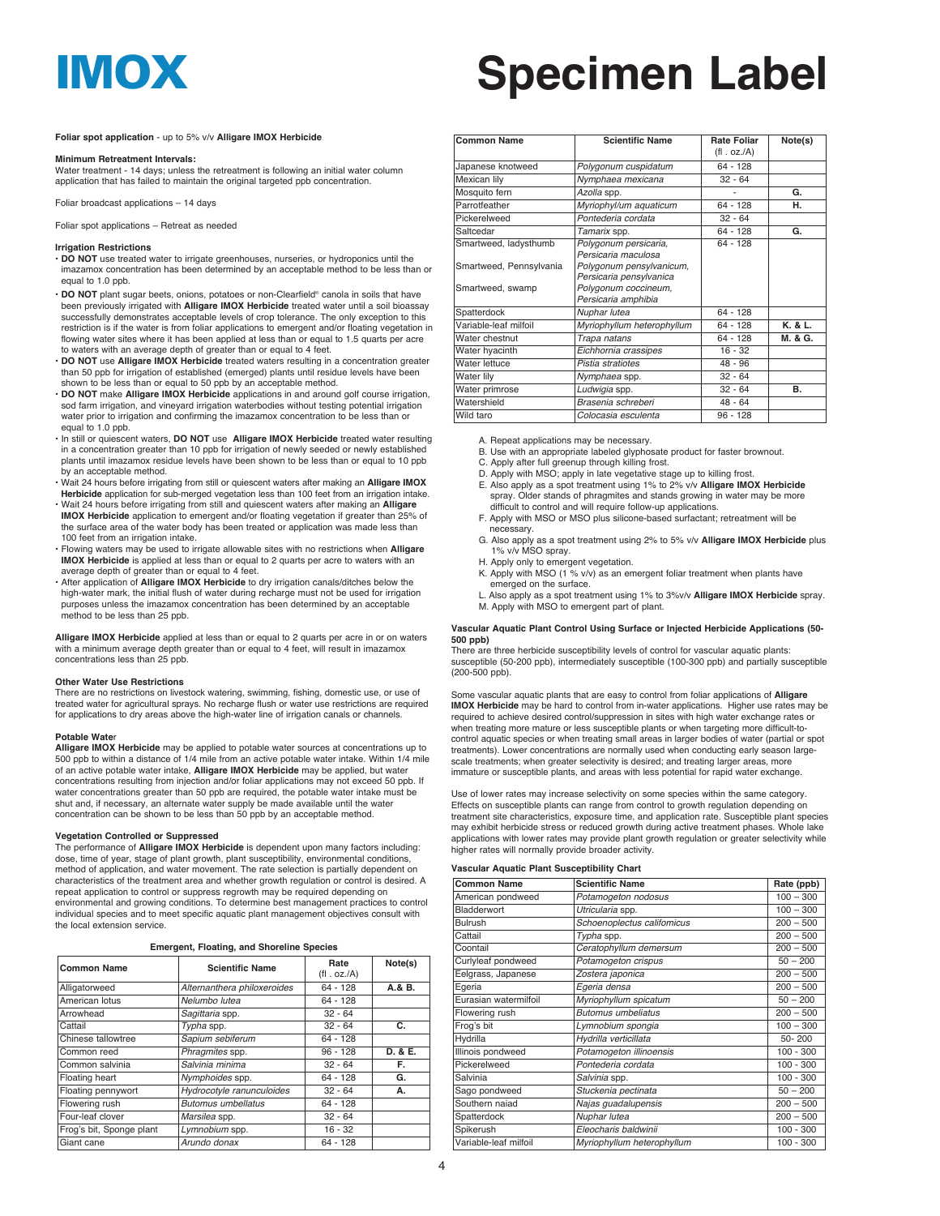**Foliar spot application** - up to 5% v/v **Alligare IMOX Herbicide**

**Minimum Retreatment Intervals:**
Water treatment - 14 days; unless the retreatment is following an initial water column application that has failed to maintain the original targeted ppb concentration.

Foliar broadcast applications – 14 days

Foliar spot applications – Retreat as needed

**Irrigation Restrictions**

- **DO NOT** use treated water to irrigate greenhouses, nurseries, or hydroponics until the imazamox concentration has been determined by an acceptable method to be less than or equal to 1.0 ppb.
- **DO NOT** plant sugar beets, onions, potatoes or non-Clearfield® canola in soils that have been previously irrigated with **Alligare IMOX Herbicide** treated water until a soil bioassay successfully demonstrates acceptable levels of crop tolerance. The only exception to this restriction is if the water is from foliar applications to emergent and/or floating vegetation in flowing water sites where it has been applied at less than or equal to 1.5 quarts per acre to waters with an average depth of greater than or equal to 4 feet.
- **DO NOT** use **Alligare IMOX Herbicide** treated waters resulting in a concentration greater than 50 ppb for irrigation of established (emerged) plants until residue levels have been shown to be less than or equal to 50 ppb by an acceptable method.
- **DO NOT** make **Alligare IMOX Herbicide** applications in and around golf course irrigation, sod farm irrigation, and vineyard irrigation waterbodies without testing potential irrigation water prior to irrigation and confirming the imazamox concentration to be less than or equal to 1.0 ppb.
- In still or quiescent waters, **DO NOT** use **Alligare IMOX Herbicide** treated water resulting in a concentration greater than 10 ppb for irrigation of newly seeded or newly established plants until imazamox residue levels have been shown to be less than or equal to 10 ppb by an acceptable method.
- Wait 24 hours before irrigating from still or quiescent waters after making an **Alligare IMOX Herbicide** application for sub-merged vegetation less than 100 feet from an irrigation intake.
- Wait 24 hours before irrigating from still and quiescent waters after making an **Alligare IMOX Herbicide** application to emergent and/or floating vegetation if greater than 25% of the surface area of the water body has been treated or application was made less than 100 feet from an irrigation intake.
- Flowing waters may be used to irrigate allowable sites with no restrictions when **Alligare IMOX Herbicide** is applied at less than or equal to 2 quarts per acre to waters with an average depth of greater than or equal to 4 feet.
- After application of **Alligare IMOX Herbicide** to dry irrigation canals/ditches below the high-water mark, the initial flush of water during recharge must not be used for irrigation purposes unless the imazamox concentration has been determined by an acceptable method to be less than 25 ppb.

**Alligare IMOX Herbicide** applied at less than or equal to 2 quarts per acre in or on waters with a minimum average depth greater than or equal to 4 feet, will result in imazamox concentrations less than 25 ppb.

**Other Water Use Restrictions**
There are no restrictions on livestock watering, swimming, fishing, domestic use, or use of treated water for agricultural sprays. No recharge flush or water use restrictions are required for applications to dry areas above the high-water line of irrigation canals or channels.

**Potable Water**
**Alligare IMOX Herbicide** may be applied to potable water sources at concentrations up to 500 ppb to within a distance of 1/4 mile from an active potable water intake. Within 1/4 mile of an active potable water intake, **Alligare IMOX Herbicide** may be applied, but water concentrations resulting from injection and/or foliar applications may not exceed 50 ppb. If water concentrations greater than 50 ppb are required, the potable water intake must be shut and, if necessary, an alternate water supply be made available until the water concentration can be shown to be less than 50 ppb by an acceptable method.

**Vegetation Controlled or Suppressed**
The performance of **Alligare IMOX Herbicide** is dependent upon many factors including: dose, time of year, stage of plant growth, plant susceptibility, environmental conditions, method of application, and water movement. The rate selection is partially dependent on characteristics of the treatment area and whether growth regulation or control is desired. A repeat application to control or suppress regrowth may be required depending on environmental and growing conditions. To determine best management practices to control individual species and to meet specific aquatic plant management objectives consult with the local extension service.

**Emergent, Floating, and Shoreline Species**

| Common Name | Scientific Name | Rate (fl . oz./A) | Note(s) |
|---|---|---|---|
| Alligatorweed | *Alternanthera philoxeroides* | 64 - 128 | A.& B. |
| American lotus | *Nelumbo lutea* | 64 - 128 | |
| Arrowhead | *Sagittaria* spp. | 32 - 64 | |
| Cattail | *Typha* spp. | 32 - 64 | C. |
| Chinese tallowtree | *Sapium sebiferum* | 64 - 128 | |
| Common reed | *Phragmites* spp. | 96 - 128 | D. & E. |
| Common salvinia | *Salvinia minima* | 32 - 64 | F. |
| Floating heart | *Nymphoides* spp. | 64 - 128 | G. |
| Floating pennywort | *Hydrocotyle ranunculoides* | 32 - 64 | A. |
| Flowering rush | *Butomus umbellatus* | 64 - 128 | |
| Four-leaf clover | *Marsilea* spp. | 32 - 64 | |
| Frog's bit, Sponge plant | *Lymnobium* spp. | 16 - 32 | |
| Giant cane | *Arundo donax* | 64 - 128 | |
| Japanese knotweed | *Polygonum cuspidatum* | 64 - 128 | |
| Mexican lily | *Nymphaea mexicana* | 32 - 64 | |
| Mosquito fern | *Azolla* spp. | - | G. |
| Parrotfeather | *Myriophyllum aquaticum* | 64 - 128 | H. |
| Pickerelweed | *Pontederia cordata* | 32 - 64 | |
| Saltcedar | *Tamarix* spp. | 64 - 128 | G. |
| Smartweed, ladysthumb<br>Smartweed, Pennsylvania<br>Smartweed, swamp | *Polygonum persicaria, Persicaria maculosa*<br>*Polygonum pensylvanicum, Persicaria pensylvanica*<br>*Polygonum coccineum, Persicaria amphibia* | 64 - 128 | |
| Spatterdock | *Nuphar lutea* | 64 - 128 | |
| Variable-leaf milfoil | *Myriophyllum heterophyllum* | 64 - 128 | K. & L. |
| Water chestnut | *Trapa natans* | 64 - 128 | M. & G. |
| Water hyacinth | *Eichhornia crassipes* | 16 - 32 | |
| Water lettuce | *Pistia stratiotes* | 48 - 96 | |
| Water lily | *Nymphaea* spp. | 32 - 64 | |
| Water primrose | *Ludwigia* spp. | 32 - 64 | B. |
| Watershield | *Brasenia schreberi* | 48 - 64 | |
| Wild taro | *Colocasia esculenta* | 96 - 128 | |

A. Repeat applications may be necessary.
B. Use with an appropriate labeled glyphosate product for faster brownout.
C. Apply after full greenup through killing frost.
D. Apply with MSO; apply in late vegetative stage up to killing frost.
E. Also apply as a spot treatment using 1% to 2% v/v **Alligare IMOX Herbicide** spray. Older stands of phragmites and stands growing in water may be more difficult to control and will require follow-up applications.
F. Apply with MSO or MSO plus silicone-based surfactant; retreatment will be necessary.
G. Also apply as a spot treatment using 2% to 5% v/v **Alligare IMOX Herbicide** plus 1% v/v MSO spray.
H. Apply only to emergent vegetation.
K. Apply with MSO (1 % v/v) as an emergent foliar treatment when plants have emerged on the surface.
L. Also apply as a spot treatment using 1% to 3%v/v **Alligare IMOX Herbicide** spray.
M. Apply with MSO to emergent part of plant.

**Vascular Aquatic Plant Control Using Surface or Injected Herbicide Applications (50-500 ppb)**
There are three herbicide susceptibility levels of control for vascular aquatic plants: susceptible (50-200 ppb), intermediately susceptible (100-300 ppb) and partially susceptible (200-500 ppb).

Some vascular aquatic plants that are easy to control from foliar applications of **Alligare IMOX Herbicide** may be hard to control from in-water applications. Higher use rates may be required to achieve desired control/suppression in sites with high water exchange rates or when treating more mature or less susceptible plants or when targeting more difficult-to-control aquatic species or when treating small areas in larger bodies of water (partial or spot treatments). Lower concentrations are normally used when conducting early season large-scale treatments; when greater selectivity is desired; and treating larger areas, more immature or susceptible plants, and areas with less potential for rapid water exchange.

Use of lower rates may increase selectivity on some species within the same category. Effects on susceptible plants can range from control to growth regulation depending on treatment site characteristics, exposure time, and application rate. Susceptible plant species may exhibit herbicide stress or reduced growth during active treatment phases. Whole lake applications with lower rates may provide plant growth regulation or greater selectivity while higher rates will normally provide broader activity.

**Vascular Aquatic Plant Susceptibility Chart**

| Common Name | Scientific Name | Rate (ppb) |
|---|---|---|
| American pondweed | *Potamogeton nodosus* | 100 – 300 |
| Bladderwort | *Utricularia* spp. | 100 – 300 |
| Bulrush | *Schoenoplectus californicus* | 200 – 500 |
| Cattail | *Typha* spp. | 200 – 500 |
| Coontail | *Ceratophyllum demersum* | 200 – 500 |
| Curlyleaf pondweed | *Potamogeton crispus* | 50 – 200 |
| Eelgrass, Japanese | *Zostera japonica* | 200 – 500 |
| Egeria | *Egeria densa* | 200 – 500 |
| Eurasian watermilfoil | *Myriophyllum spicatum* | 50 – 200 |
| Flowering rush | *Butomus umbeliatus* | 200 – 500 |
| Frog's bit | *Lymnobium spongia* | 100 – 300 |
| Hydrilla | *Hydrilla verticillata* | 50- 200 |
| Illinois pondweed | *Potamogeton illinoensis* | 100 - 300 |
| Pickerelweed | *Pontederia cordata* | 100 - 300 |
| Salvinia | *Salvinia* spp. | 100 - 300 |
| Sago pondweed | *Stuckenia pectinata* | 50 – 200 |
| Southern naiad | *Najas guadalupensis* | 200 – 500 |
| Spatterdock | *Nuphar lutea* | 200 – 500 |
| Spikerush | *Eleocharis baldwinii* | 100 - 300 |
| Variable-leaf milfoil | *Myriophyllum heterophyllum* | 100 - 300 |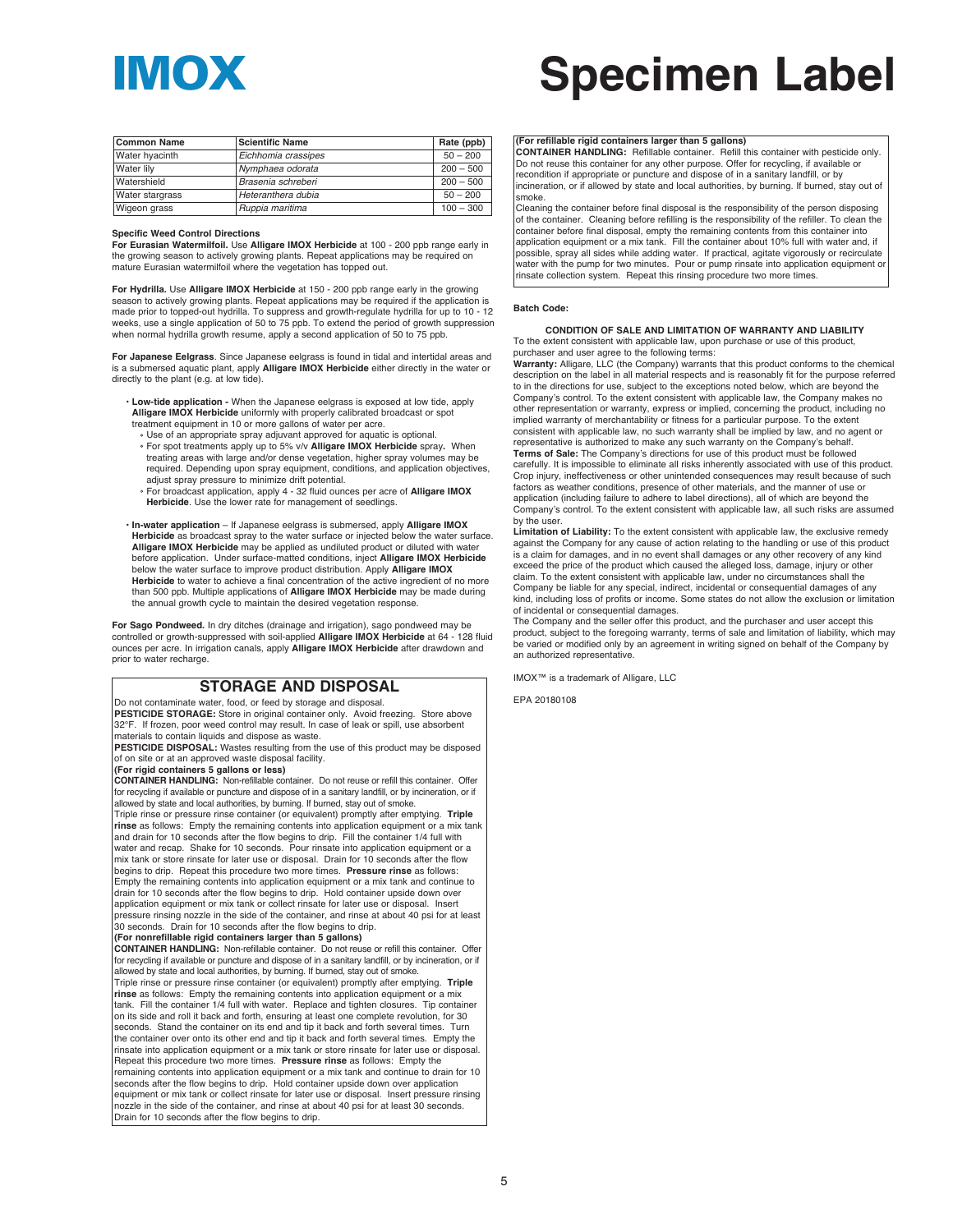# IMOX

# Specimen Label

| Common Name | Scientific Name | Rate (ppb) |
|---|---|---|
| Water hyacinth | *Eichhornia crassipes* | 50 – 200 |
| Water lily | *Nymphaea odorata* | 200 – 500 |
| Watershield | *Brasenia schreberi* | 200 – 500 |
| Water stargrass | *Heteranthera dubia* | 50 – 200 |
| Wigeon grass | *Ruppia maritima* | 100 – 300 |

**Specific Weed Control Directions**

**For Eurasian Watermilfoil.** Use **Alligare IMOX Herbicide** at 100 - 200 ppb range early in the growing season to actively growing plants. Repeat applications may be required on mature Eurasian watermilfoil where the vegetation has topped out.

**For Hydrilla.** Use **Alligare IMOX Herbicide** at 150 - 200 ppb range early in the growing season to actively growing plants. Repeat applications may be required if the application is made prior to topped-out hydrilla. To suppress and growth-regulate hydrilla for up to 10 - 12 weeks, use a single application of 50 to 75 ppb. To extend the period of growth suppression when normal hydrilla growth resume, apply a second application of 50 to 75 ppb.

**For Japanese Eelgrass**. Since Japanese eelgrass is found in tidal and intertidal areas and is a submersed aquatic plant, apply **Alligare IMOX Herbicide** either directly in the water or directly to the plant (e.g. at low tide).

- **Low-tide application -** When the Japanese eelgrass is exposed at low tide, apply **Alligare IMOX Herbicide** uniformly with properly calibrated broadcast or spot treatment equipment in 10 or more gallons of water per acre.
  - Use of an appropriate spray adjuvant approved for aquatic is optional.
  - For spot treatments apply up to 5% v/v **Alligare IMOX Herbicide** spray**.** When treating areas with large and/or dense vegetation, higher spray volumes may be required. Depending upon spray equipment, conditions, and application objectives, adjust spray pressure to minimize drift potential.
  - For broadcast application, apply 4 - 32 fluid ounces per acre of **Alligare IMOX Herbicide**. Use the lower rate for management of seedlings.
- **In-water application** – If Japanese eelgrass is submersed, apply **Alligare IMOX Herbicide** as broadcast spray to the water surface or injected below the water surface. **Alligare IMOX Herbicide** may be applied as undiluted product or diluted with water before application. Under surface-matted conditions, inject **Alligare IMOX Herbicide** below the water surface to improve product distribution. Apply **Alligare IMOX Herbicide** to water to achieve a final concentration of the active ingredient of no more than 500 ppb. Multiple applications of **Alligare IMOX Herbicide** may be made during the annual growth cycle to maintain the desired vegetation response.

**For Sago Pondweed.** In dry ditches (drainage and irrigation), sago pondweed may be controlled or growth-suppressed with soil-applied **Alligare IMOX Herbicide** at 64 - 128 fluid ounces per acre. In irrigation canals, apply **Alligare IMOX Herbicide** after drawdown and prior to water recharge.

## STORAGE AND DISPOSAL

Do not contaminate water, food, or feed by storage and disposal.

**PESTICIDE STORAGE:** Store in original container only. Avoid freezing. Store above 32°F. If frozen, poor weed control may result. In case of leak or spill, use absorbent materials to contain liquids and dispose as waste.

**PESTICIDE DISPOSAL:** Wastes resulting from the use of this product may be disposed of on site or at an approved waste disposal facility.

**(For rigid containers 5 gallons or less)**

**CONTAINER HANDLING:** Non-refillable container. Do not reuse or refill this container. Offer for recycling if available or puncture and dispose of in a sanitary landfill, or by incineration, or if allowed by state and local authorities, by burning. If burned, stay out of smoke.

Triple rinse or pressure rinse container (or equivalent) promptly after emptying. **Triple rinse** as follows: Empty the remaining contents into application equipment or a mix tank and drain for 10 seconds after the flow begins to drip. Fill the container 1/4 full with water and recap. Shake for 10 seconds. Pour rinsate into application equipment or a mix tank or store rinsate for later use or disposal. Drain for 10 seconds after the flow begins to drip. Repeat this procedure two more times. **Pressure rinse** as follows: Empty the remaining contents into application equipment or a mix tank and continue to drain for 10 seconds after the flow begins to drip. Hold container upside down over application equipment or mix tank or collect rinsate for later use or disposal. Insert pressure rinsing nozzle in the side of the container, and rinse at about 40 psi for at least 30 seconds. Drain for 10 seconds after the flow begins to drip.

**(For nonrefillable rigid containers larger than 5 gallons)**

**CONTAINER HANDLING:** Non-refillable container. Do not reuse or refill this container. Offer for recycling if available or puncture and dispose of in a sanitary landfill, or by incineration, or if allowed by state and local authorities, by burning. If burned, stay out of smoke.

Triple rinse or pressure rinse container (or equivalent) promptly after emptying. **Triple rinse** as follows: Empty the remaining contents into application equipment or a mix tank. Fill the container 1/4 full with water. Replace and tighten closures. Tip container on its side and roll it back and forth, ensuring at least one complete revolution, for 30 seconds. Stand the container on its end and tip it back and forth several times. Turn the container over onto its other end and tip it back and forth several times. Empty the rinsate into application equipment or a mix tank or store rinsate for later use or disposal. Repeat this procedure two more times. **Pressure rinse** as follows: Empty the remaining contents into application equipment or a mix tank and continue to drain for 10 seconds after the flow begins to drip. Hold container upside down over application equipment or mix tank or collect rinsate for later use or disposal. Insert pressure rinsing nozzle in the side of the container, and rinse at about 40 psi for at least 30 seconds. Drain for 10 seconds after the flow begins to drip.

**(For refillable rigid containers larger than 5 gallons)**

**CONTAINER HANDLING:** Refillable container. Refill this container with pesticide only. Do not reuse this container for any other purpose. Offer for recycling, if available or recondition if appropriate or puncture and dispose of in a sanitary landfill, or by incineration, or if allowed by state and local authorities, by burning. If burned, stay out of smoke.

Cleaning the container before final disposal is the responsibility of the person disposing of the container. Cleaning before refilling is the responsibility of the refiller. To clean the container before final disposal, empty the remaining contents from this container into application equipment or a mix tank. Fill the container about 10% full with water and, if possible, spray all sides while adding water. If practical, agitate vigorously or recirculate water with the pump for two minutes. Pour or pump rinsate into application equipment or rinsate collection system. Repeat this rinsing procedure two more times.

**Batch Code:**

**CONDITION OF SALE AND LIMITATION OF WARRANTY AND LIABILITY**

To the extent consistent with applicable law, upon purchase or use of this product, purchaser and user agree to the following terms:

**Warranty:** Alligare, LLC (the Company) warrants that this product conforms to the chemical description on the label in all material respects and is reasonably fit for the purpose referred to in the directions for use, subject to the exceptions noted below, which are beyond the Company's control. To the extent consistent with applicable law, the Company makes no other representation or warranty, express or implied, concerning the product, including no implied warranty of merchantability or fitness for a particular purpose. To the extent consistent with applicable law, no such warranty shall be implied by law, and no agent or representative is authorized to make any such warranty on the Company's behalf.

**Terms of Sale:** The Company's directions for use of this product must be followed carefully. It is impossible to eliminate all risks inherently associated with use of this product. Crop injury, ineffectiveness or other unintended consequences may result because of such factors as weather conditions, presence of other materials, and the manner of use or application (including failure to adhere to label directions), all of which are beyond the Company's control. To the extent consistent with applicable law, all such risks are assumed by the user.

**Limitation of Liability:** To the extent consistent with applicable law, the exclusive remedy against the Company for any cause of action relating to the handling or use of this product is a claim for damages, and in no event shall damages or any other recovery of any kind exceed the price of the product which caused the alleged loss, damage, injury or other claim. To the extent consistent with applicable law, under no circumstances shall the Company be liable for any special, indirect, incidental or consequential damages of any kind, including loss of profits or income. Some states do not allow the exclusion or limitation of incidental or consequential damages.

The Company and the seller offer this product, and the purchaser and user accept this product, subject to the foregoing warranty, terms of sale and limitation of liability, which may be varied or modified only by an agreement in writing signed on behalf of the Company by an authorized representative.

IMOX™ is a trademark of Alligare, LLC

EPA 20180108